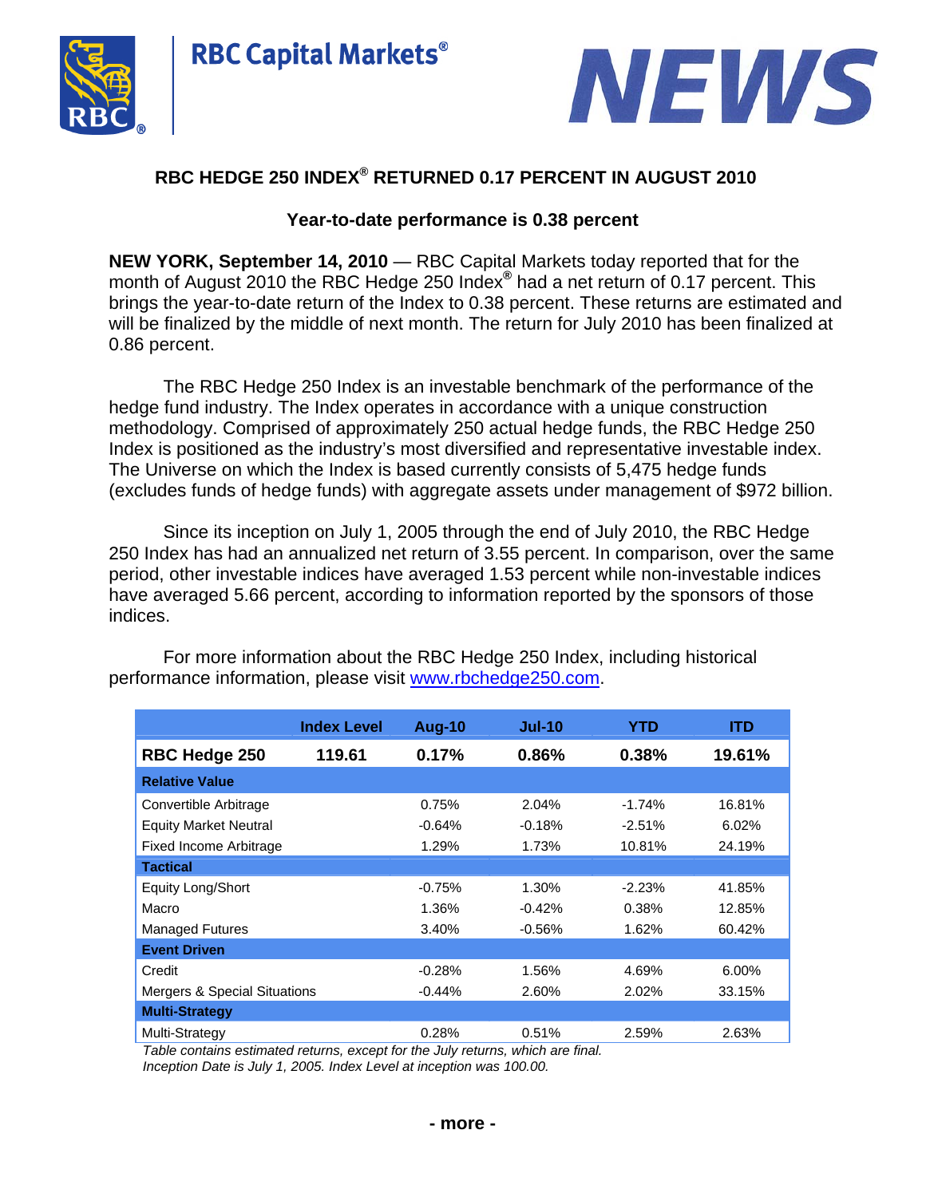RBC Capital Markets®

NEWS

# RBC HEDGE 250 INDEX® RETURNED 0.17 PERCENT IN AUGUST 2010

## Year-to-date performance is 0.38 percent

**NEW YORK, September 14, 2010** — RBC Capital Markets today reported that for the month of August 2010 the RBC Hedge 250 Index® had a net return of 0.17 percent. This brings the year-to-date return of the Index to 0.38 percent. These returns are estimated and will be finalized by the middle of next month. The return for July 2010 has been finalized at 0.86 percent.

The RBC Hedge 250 Index is an investable benchmark of the performance of the hedge fund industry. The Index operates in accordance with a unique construction methodology. Comprised of approximately 250 actual hedge funds, the RBC Hedge 250 Index is positioned as the industry's most diversified and representative investable index. The Universe on which the Index is based currently consists of 5,475 hedge funds (excludes funds of hedge funds) with aggregate assets under management of $972 billion.

Since its inception on July 1, 2005 through the end of July 2010, the RBC Hedge 250 Index has had an annualized net return of 3.55 percent. In comparison, over the same period, other investable indices have averaged 1.53 percent while non-investable indices have averaged 5.66 percent, according to information reported by the sponsors of those indices.

For more information about the RBC Hedge 250 Index, including historical performance information, please visit www.rbchedge250.com.

| | Index Level | Aug-10 | Jul-10 | YTD | ITD |
|---|---|---|---|---|---|
| **RBC Hedge 250** | **119.61** | **0.17%** | **0.86%** | **0.38%** | **19.61%** |
| **Relative Value** | | | | | |
| Convertible Arbitrage | | 0.75% | 2.04% | -1.74% | 16.81% |
| Equity Market Neutral | | -0.64% | -0.18% | -2.51% | 6.02% |
| Fixed Income Arbitrage | | 1.29% | 1.73% | 10.81% | 24.19% |
| **Tactical** | | | | | |
| Equity Long/Short | | -0.75% | 1.30% | -2.23% | 41.85% |
| Macro | | 1.36% | -0.42% | 0.38% | 12.85% |
| Managed Futures | | 3.40% | -0.56% | 1.62% | 60.42% |
| **Event Driven** | | | | | |
| Credit | | -0.28% | 1.56% | 4.69% | 6.00% |
| Mergers & Special Situations | | -0.44% | 2.60% | 2.02% | 33.15% |
| **Multi-Strategy** | | | | | |
| Multi-Strategy | | 0.28% | 0.51% | 2.59% | 2.63% |

*Table contains estimated returns, except for the July returns, which are final.*
*Inception Date is July 1, 2005. Index Level at inception was 100.00.*

**- more -**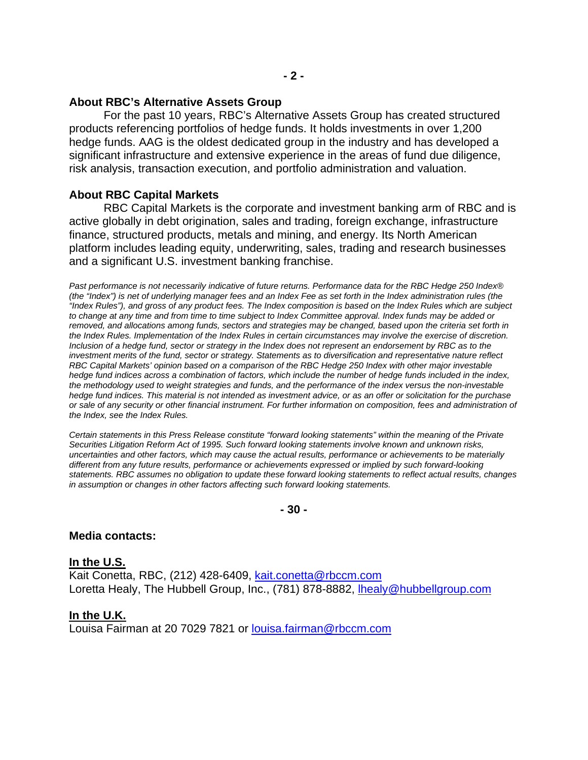## About RBC's Alternative Assets Group

For the past 10 years, RBC's Alternative Assets Group has created structured products referencing portfolios of hedge funds. It holds investments in over 1,200 hedge funds. AAG is the oldest dedicated group in the industry and has developed a significant infrastructure and extensive experience in the areas of fund due diligence, risk analysis, transaction execution, and portfolio administration and valuation.

## About RBC Capital Markets

RBC Capital Markets is the corporate and investment banking arm of RBC and is active globally in debt origination, sales and trading, foreign exchange, infrastructure finance, structured products, metals and mining, and energy. Its North American platform includes leading equity, underwriting, sales, trading and research businesses and a significant U.S. investment banking franchise.

*Past performance is not necessarily indicative of future returns. Performance data for the RBC Hedge 250 Index® (the "Index") is net of underlying manager fees and an Index Fee as set forth in the Index administration rules (the "Index Rules"), and gross of any product fees. The Index composition is based on the Index Rules which are subject to change at any time and from time to time subject to Index Committee approval. Index funds may be added or removed, and allocations among funds, sectors and strategies may be changed, based upon the criteria set forth in the Index Rules. Implementation of the Index Rules in certain circumstances may involve the exercise of discretion. Inclusion of a hedge fund, sector or strategy in the Index does not represent an endorsement by RBC as to the investment merits of the fund, sector or strategy. Statements as to diversification and representative nature reflect RBC Capital Markets' opinion based on a comparison of the RBC Hedge 250 Index with other major investable hedge fund indices across a combination of factors, which include the number of hedge funds included in the index, the methodology used to weight strategies and funds, and the performance of the index versus the non-investable hedge fund indices. This material is not intended as investment advice, or as an offer or solicitation for the purchase or sale of any security or other financial instrument. For further information on composition, fees and administration of the Index, see the Index Rules.*

*Certain statements in this Press Release constitute "forward looking statements" within the meaning of the Private Securities Litigation Reform Act of 1995. Such forward looking statements involve known and unknown risks, uncertainties and other factors, which may cause the actual results, performance or achievements to be materially different from any future results, performance or achievements expressed or implied by such forward-looking statements. RBC assumes no obligation to update these forward looking statements to reflect actual results, changes in assumption or changes in other factors affecting such forward looking statements.*

**- 30 -**

**Media contacts:**

**In the U.S.**

Kait Conetta, RBC, (212) 428-6409, kait.conetta@rbccm.com
Loretta Healy, The Hubbell Group, Inc., (781) 878-8882, lhealy@hubbellgroup.com

**In the U.K.**

Louisa Fairman at 20 7029 7821 or louisa.fairman@rbccm.com